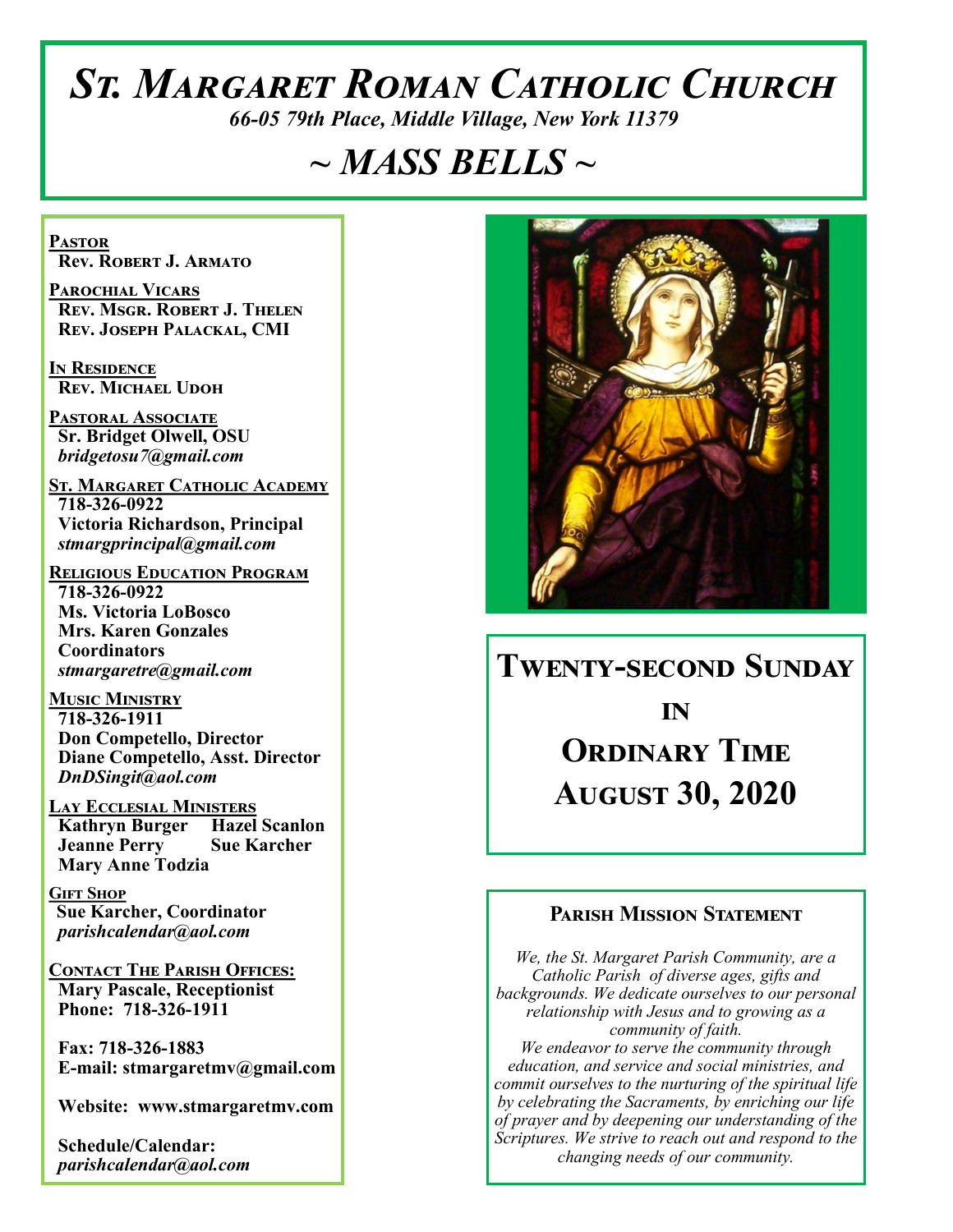# *St. Margaret Roman Catholic Church*

*66-05 79th Place, Middle Village, New York 11379*

## *~ MASS BELLS ~*

**Pastor**
**Rev. Robert J. Armato**

**Parochial Vicars**
**Rev. Msgr. Robert J. Thelen**
**Rev. Joseph Palackal, CMI**

**In Residence**
**Rev. Michael Udoh**

**Pastoral Associate**
**Sr. Bridget Olwell, OSU**
*bridgetosu7@gmail.com*

**St. Margaret Catholic Academy**
**718-326-0922**
**Victoria Richardson, Principal**
*stmargprincipal@gmail.com*

**Religious Education Program**
**718-326-0922**
**Ms. Victoria LoBosco**
**Mrs. Karen Gonzales**
**Coordinators**
*stmargaretre@gmail.com*

**Music Ministry**
**718-326-1911**
**Don Competello, Director**
**Diane Competello, Asst. Director**
*DnDSingit@aol.com*

**Lay Ecclesial Ministers**
**Kathryn Burger**
**Hazel Scanlon**
**Jeanne Perry**
**Sue Karcher**
**Mary Anne Todzia**

**Gift Shop**
**Sue Karcher, Coordinator**
*parishcalendar@aol.com*

**Contact The Parish Offices:**
**Mary Pascale, Receptionist**
**Phone: 718-326-1911**

**Fax: 718-326-1883**
**E-mail: stmargaretmv@gmail.com**

**Website: www.stmargaretmv.com**

**Schedule/Calendar:**
*parishcalendar@aol.com*

## Twenty-second Sunday in Ordinary Time
## August 30, 2020

### Parish Mission Statement

*We, the St. Margaret Parish Community, are a Catholic Parish of diverse ages, gifts and backgrounds. We dedicate ourselves to our personal relationship with Jesus and to growing as a community of faith.*
*We endeavor to serve the community through education, and service and social ministries, and commit ourselves to the nurturing of the spiritual life by celebrating the Sacraments, by enriching our life of prayer and by deepening our understanding of the Scriptures. We strive to reach out and respond to the changing needs of our community.*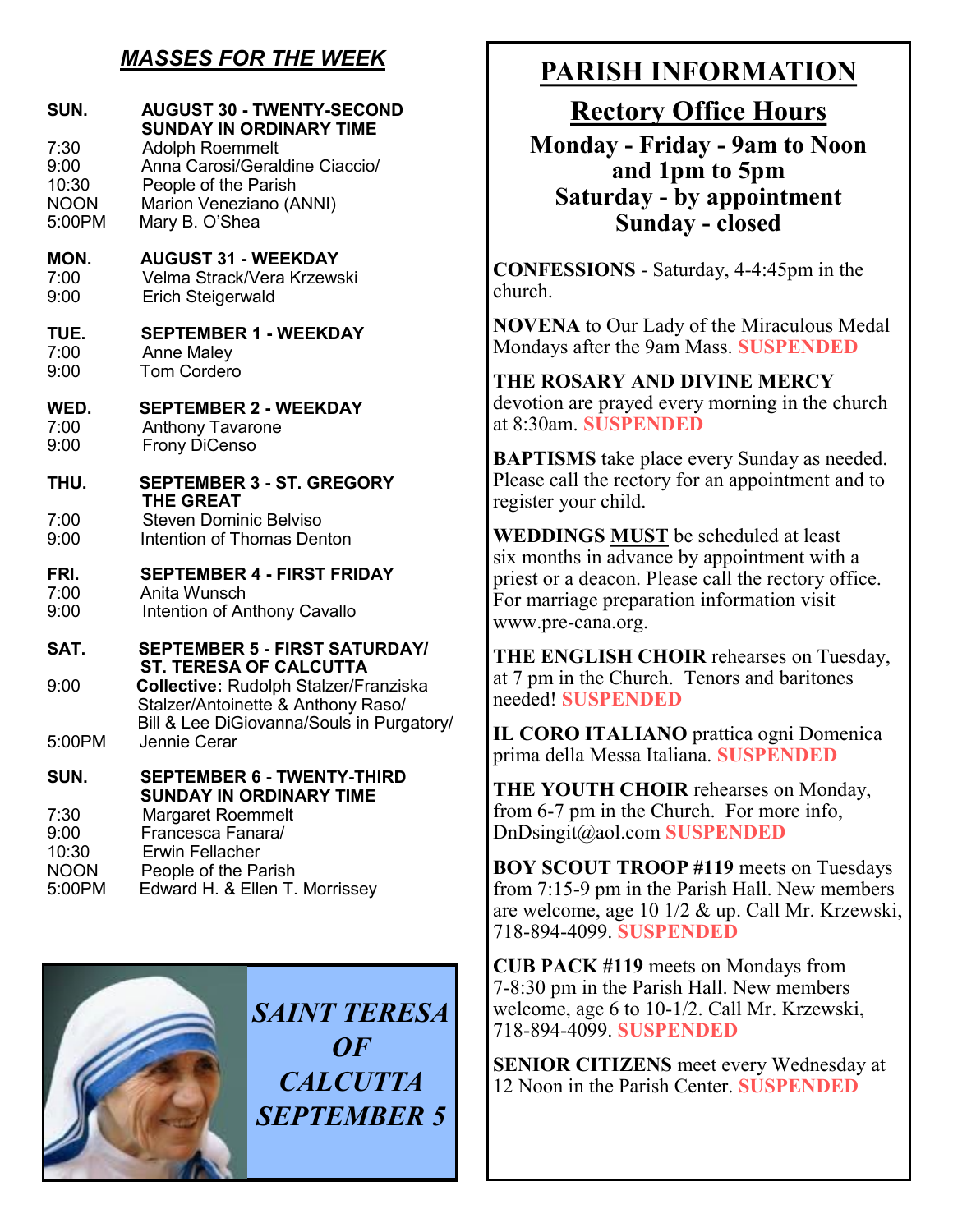## *MASSES FOR THE WEEK*

**SUN. AUGUST 30 - TWENTY-SECOND SUNDAY IN ORDINARY TIME**
- 7:30 Adolph Roemmelt
- 9:00 Anna Carosi/Geraldine Ciaccio/
- 10:30 People of the Parish
- NOON Marion Veneziano (ANNI)
- 5:00PM Mary B. O'Shea

**MON. AUGUST 31 - WEEKDAY**
- 7:00 Velma Strack/Vera Krzewski
- 9:00 Erich Steigerwald

**TUE. SEPTEMBER 1 - WEEKDAY**
- 7:00 Anne Maley
- 9:00 Tom Cordero

**WED. SEPTEMBER 2 - WEEKDAY**
- 7:00 Anthony Tavarone
- 9:00 Frony DiCenso

**THU. SEPTEMBER 3 - ST. GREGORY THE GREAT**
- 7:00 Steven Dominic Belviso
- 9:00 Intention of Thomas Denton

**FRI. SEPTEMBER 4 - FIRST FRIDAY**
- 7:00 Anita Wunsch
- 9:00 Intention of Anthony Cavallo

**SAT. SEPTEMBER 5 - FIRST SATURDAY/ ST. TERESA OF CALCUTTA**
- 9:00 **Collective:** Rudolph Stalzer/Franziska Stalzer/Antoinette & Anthony Raso/ Bill & Lee DiGiovanna/Souls in Purgatory/
- 5:00PM Jennie Cerar

**SUN. SEPTEMBER 6 - TWENTY-THIRD SUNDAY IN ORDINARY TIME**
- 7:30 Margaret Roemmelt
- 9:00 Francesca Fanara/
- 10:30 Erwin Fellacher
- NOON People of the Parish
- 5:00PM Edward H. & Ellen T. Morrissey

***SAINT TERESA OF CALCUTTA SEPTEMBER 5***

# PARISH INFORMATION

## Rectory Office Hours

**Monday - Friday - 9am to Noon and 1pm to 5pm**
**Saturday - by appointment**
**Sunday - closed**

**CONFESSIONS** - Saturday, 4-4:45pm in the church.

**NOVENA** to Our Lady of the Miraculous Medal Mondays after the 9am Mass. **SUSPENDED**

**THE ROSARY AND DIVINE MERCY** devotion are prayed every morning in the church at 8:30am. **SUSPENDED**

**BAPTISMS** take place every Sunday as needed. Please call the rectory for an appointment and to register your child.

**WEDDINGS MUST** be scheduled at least six months in advance by appointment with a priest or a deacon. Please call the rectory office. For marriage preparation information visit www.pre-cana.org.

**THE ENGLISH CHOIR** rehearses on Tuesday, at 7 pm in the Church. Tenors and baritones needed! **SUSPENDED**

**IL CORO ITALIANO** prattica ogni Domenica prima della Messa Italiana. **SUSPENDED**

**THE YOUTH CHOIR** rehearses on Monday, from 6-7 pm in the Church. For more info, DnDsingit@aol.com **SUSPENDED**

**BOY SCOUT TROOP #119** meets on Tuesdays from 7:15-9 pm in the Parish Hall. New members are welcome, age 10 1/2 & up. Call Mr. Krzewski, 718-894-4099. **SUSPENDED**

**CUB PACK #119** meets on Mondays from 7-8:30 pm in the Parish Hall. New members welcome, age 6 to 10-1/2. Call Mr. Krzewski, 718-894-4099. **SUSPENDED**

**SENIOR CITIZENS** meet every Wednesday at 12 Noon in the Parish Center. **SUSPENDED**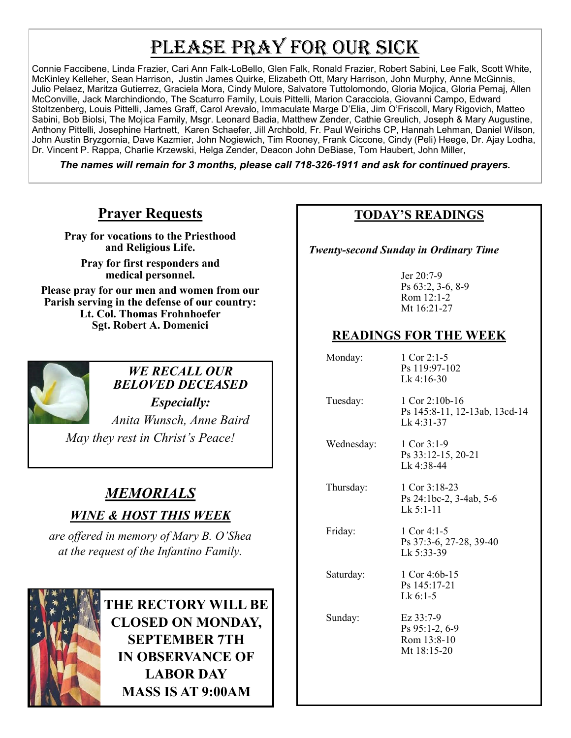# Please Pray for Our Sick

Connie Faccibene, Linda Frazier, Cari Ann Falk-LoBello, Glen Falk, Ronald Frazier, Robert Sabini, Lee Falk, Scott White, McKinley Kelleher, Sean Harrison, Justin James Quirke, Elizabeth Ott, Mary Harrison, John Murphy, Anne McGinnis, Julio Pelaez, Maritza Gutierrez, Graciela Mora, Cindy Mulore, Salvatore Tuttolomondo, Gloria Mojica, Gloria Pemaj, Allen McConville, Jack Marchindiondo, The Scaturro Family, Louis Pittelli, Marion Caracciola, Giovanni Campo, Edward Stoltzenberg, Louis Pittelli, James Graff, Carol Arevalo, Immaculate Marge D'Elia, Jim O'Friscoll, Mary Rigovich, Matteo Sabini, Bob Biolsi, The Mojica Family, Msgr. Leonard Badia, Matthew Zender, Cathie Greulich, Joseph & Mary Augustine, Anthony Pittelli, Josephine Hartnett, Karen Schaefer, Jill Archbold, Fr. Paul Weirichs CP, Hannah Lehman, Daniel Wilson, John Austin Bryzgornia, Dave Kazmier, John Nogiewich, Tim Rooney, Frank Ciccone, Cindy (Peli) Heege, Dr. Ajay Lodha, Dr. Vincent P. Rappa, Charlie Krzewski, Helga Zender, Deacon John DeBiase, Tom Haubert, John Miller,

***The names will remain for 3 months, please call 718-326-1911 and ask for continued prayers.***

## Prayer Requests

**Pray for vocations to the Priesthood and Religious Life.**

**Pray for first responders and medical personnel.**

**Please pray for our men and women from our Parish serving in the defense of our country:**
**Lt. Col. Thomas Frohnhoefer**
**Sgt. Robert A. Domenici**

***WE RECALL OUR BELOVED DECEASED***

***Especially:***

*Anita Wunsch, Anne Baird*

*May they rest in Christ's Peace!*

## *MEMORIALS*

### *WINE & HOST THIS WEEK*

*are offered in memory of Mary B. O'Shea at the request of the Infantino Family.*

**THE RECTORY WILL BE CLOSED ON MONDAY, SEPTEMBER 7TH IN OBSERVANCE OF LABOR DAY**
**MASS IS AT 9:00AM**

## TODAY'S READINGS

***Twenty-second Sunday in Ordinary Time***

Jer 20:7-9
Ps 63:2, 3-6, 8-9
Rom 12:1-2
Mt 16:21-27

## READINGS FOR THE WEEK

| Day | Readings |
|---|---|
| Monday: | 1 Cor 2:1-5<br>Ps 119:97-102<br>Lk 4:16-30 |
| Tuesday: | 1 Cor 2:10b-16<br>Ps 145:8-11, 12-13ab, 13cd-14<br>Lk 4:31-37 |
| Wednesday: | 1 Cor 3:1-9<br>Ps 33:12-15, 20-21<br>Lk 4:38-44 |
| Thursday: | 1 Cor 3:18-23<br>Ps 24:1bc-2, 3-4ab, 5-6<br>Lk 5:1-11 |
| Friday: | 1 Cor 4:1-5<br>Ps 37:3-6, 27-28, 39-40<br>Lk 5:33-39 |
| Saturday: | 1 Cor 4:6b-15<br>Ps 145:17-21<br>Lk 6:1-5 |
| Sunday: | Ez 33:7-9<br>Ps 95:1-2, 6-9<br>Rom 13:8-10<br>Mt 18:15-20 |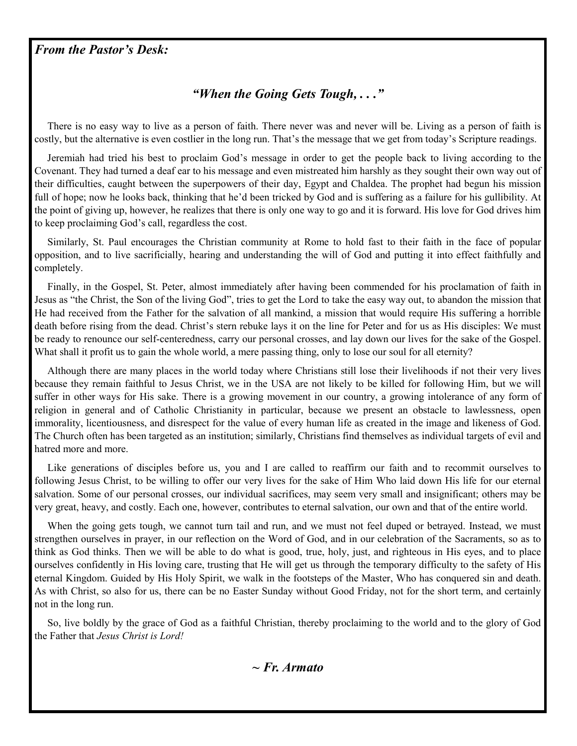***From the Pastor's Desk:***

### *"When the Going Gets Tough, . . ."*

There is no easy way to live as a person of faith. There never was and never will be. Living as a person of faith is costly, but the alternative is even costlier in the long run. That's the message that we get from today's Scripture readings.

Jeremiah had tried his best to proclaim God's message in order to get the people back to living according to the Covenant. They had turned a deaf ear to his message and even mistreated him harshly as they sought their own way out of their difficulties, caught between the superpowers of their day, Egypt and Chaldea. The prophet had begun his mission full of hope; now he looks back, thinking that he'd been tricked by God and is suffering as a failure for his gullibility. At the point of giving up, however, he realizes that there is only one way to go and it is forward. His love for God drives him to keep proclaiming God's call, regardless the cost.

Similarly, St. Paul encourages the Christian community at Rome to hold fast to their faith in the face of popular opposition, and to live sacrificially, hearing and understanding the will of God and putting it into effect faithfully and completely.

Finally, in the Gospel, St. Peter, almost immediately after having been commended for his proclamation of faith in Jesus as "the Christ, the Son of the living God", tries to get the Lord to take the easy way out, to abandon the mission that He had received from the Father for the salvation of all mankind, a mission that would require His suffering a horrible death before rising from the dead. Christ's stern rebuke lays it on the line for Peter and for us as His disciples: We must be ready to renounce our self-centeredness, carry our personal crosses, and lay down our lives for the sake of the Gospel. What shall it profit us to gain the whole world, a mere passing thing, only to lose our soul for all eternity?

Although there are many places in the world today where Christians still lose their livelihoods if not their very lives because they remain faithful to Jesus Christ, we in the USA are not likely to be killed for following Him, but we will suffer in other ways for His sake. There is a growing movement in our country, a growing intolerance of any form of religion in general and of Catholic Christianity in particular, because we present an obstacle to lawlessness, open immorality, licentiousness, and disrespect for the value of every human life as created in the image and likeness of God. The Church often has been targeted as an institution; similarly, Christians find themselves as individual targets of evil and hatred more and more.

Like generations of disciples before us, you and I are called to reaffirm our faith and to recommit ourselves to following Jesus Christ, to be willing to offer our very lives for the sake of Him Who laid down His life for our eternal salvation. Some of our personal crosses, our individual sacrifices, may seem very small and insignificant; others may be very great, heavy, and costly. Each one, however, contributes to eternal salvation, our own and that of the entire world.

When the going gets tough, we cannot turn tail and run, and we must not feel duped or betrayed. Instead, we must strengthen ourselves in prayer, in our reflection on the Word of God, and in our celebration of the Sacraments, so as to think as God thinks. Then we will be able to do what is good, true, holy, just, and righteous in His eyes, and to place ourselves confidently in His loving care, trusting that He will get us through the temporary difficulty to the safety of His eternal Kingdom. Guided by His Holy Spirit, we walk in the footsteps of the Master, Who has conquered sin and death. As with Christ, so also for us, there can be no Easter Sunday without Good Friday, not for the short term, and certainly not in the long run.

So, live boldly by the grace of God as a faithful Christian, thereby proclaiming to the world and to the glory of God the Father that *Jesus Christ is Lord!*

***~ Fr. Armato***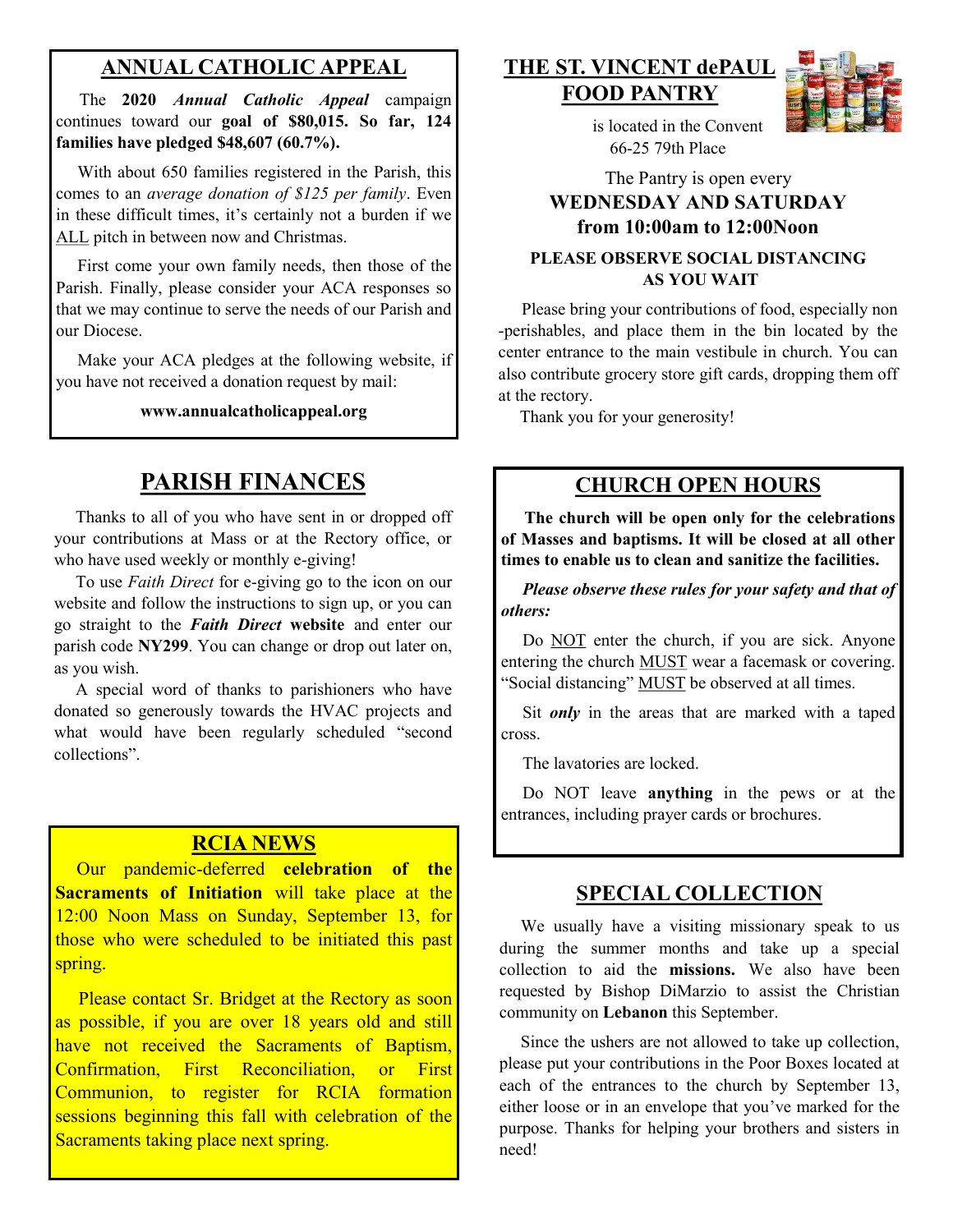## ANNUAL CATHOLIC APPEAL

The **2020** ***Annual Catholic Appeal*** campaign continues toward our **goal of $80,015. So far, 124 families have pledged $48,607 (60.7%).**

With about 650 families registered in the Parish, this comes to an *average donation of $125 per family*. Even in these difficult times, it's certainly not a burden if we ALL pitch in between now and Christmas.

First come your own family needs, then those of the Parish. Finally, please consider your ACA responses so that we may continue to serve the needs of our Parish and our Diocese.

Make your ACA pledges at the following website, if you have not received a donation request by mail:

**www.annualcatholicappeal.org**

## PARISH FINANCES

Thanks to all of you who have sent in or dropped off your contributions at Mass or at the Rectory office, or who have used weekly or monthly e-giving!

To use *Faith Direct* for e-giving go to the icon on our website and follow the instructions to sign up, or you can go straight to the ***Faith Direct*** **website** and enter our parish code **NY299**. You can change or drop out later on, as you wish.

A special word of thanks to parishioners who have donated so generously towards the HVAC projects and what would have been regularly scheduled "second collections".

## RCIA NEWS

Our pandemic-deferred **celebration of the Sacraments of Initiation** will take place at the 12:00 Noon Mass on Sunday, September 13, for those who were scheduled to be initiated this past spring.

Please contact Sr. Bridget at the Rectory as soon as possible, if you are over 18 years old and still have not received the Sacraments of Baptism, Confirmation, First Reconciliation, or First Communion, to register for RCIA formation sessions beginning this fall with celebration of the Sacraments taking place next spring.

## THE ST. VINCENT dePAUL FOOD PANTRY

is located in the Convent
66-25 79th Place

The Pantry is open every
**WEDNESDAY AND SATURDAY**
**from 10:00am to 12:00Noon**

**PLEASE OBSERVE SOCIAL DISTANCING AS YOU WAIT**

Please bring your contributions of food, especially non-perishables, and place them in the bin located by the center entrance to the main vestibule in church. You can also contribute grocery store gift cards, dropping them off at the rectory.

Thank you for your generosity!

## CHURCH OPEN HOURS

**The church will be open only for the celebrations of Masses and baptisms. It will be closed at all other times to enable us to clean and sanitize the facilities.**

***Please observe these rules for your safety and that of others:***

Do NOT enter the church, if you are sick. Anyone entering the church MUST wear a facemask or covering. "Social distancing" MUST be observed at all times.

Sit ***only*** in the areas that are marked with a taped cross.

The lavatories are locked.

Do NOT leave **anything** in the pews or at the entrances, including prayer cards or brochures.

## SPECIAL COLLECTION

We usually have a visiting missionary speak to us during the summer months and take up a special collection to aid the **missions.** We also have been requested by Bishop DiMarzio to assist the Christian community on **Lebanon** this September.

Since the ushers are not allowed to take up collection, please put your contributions in the Poor Boxes located at each of the entrances to the church by September 13, either loose or in an envelope that you've marked for the purpose. Thanks for helping your brothers and sisters in need!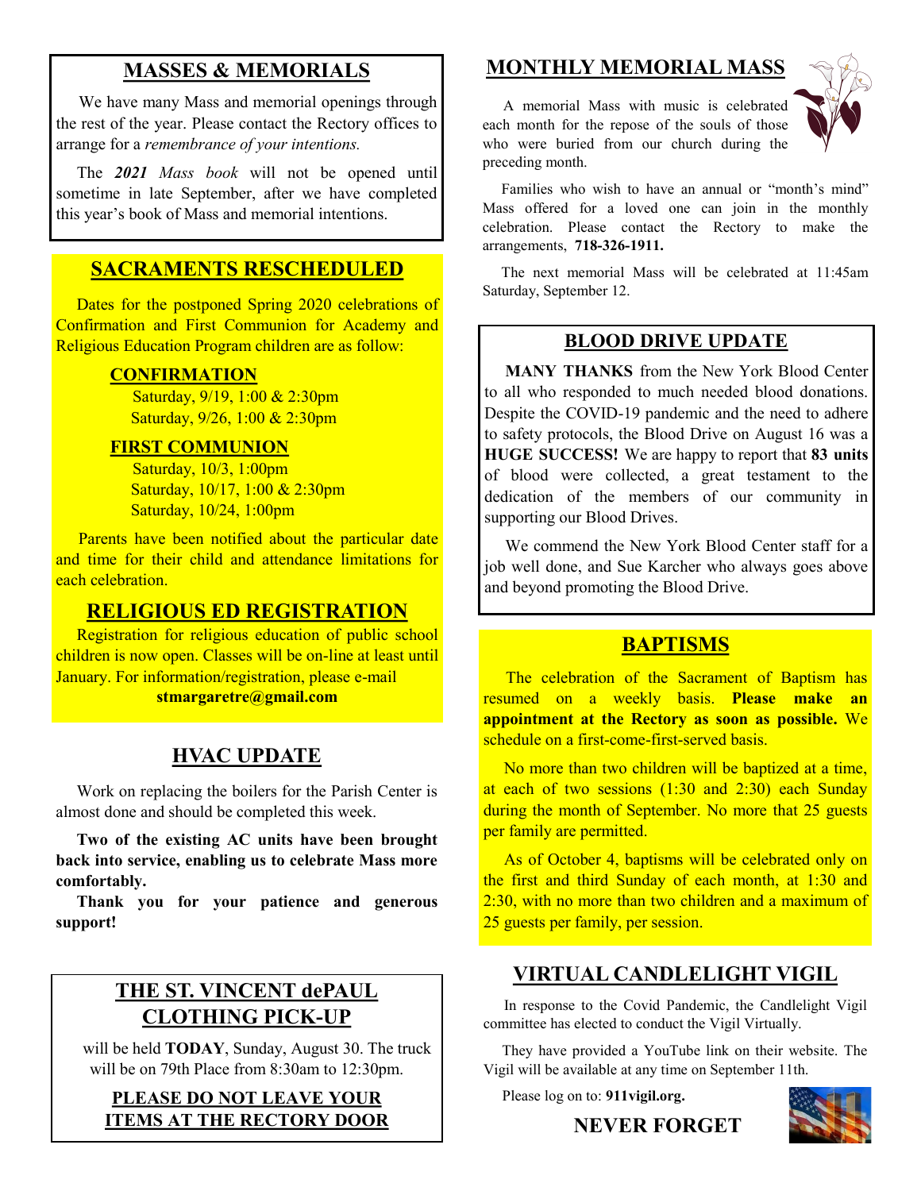## MASSES & MEMORIALS

We have many Mass and memorial openings through the rest of the year. Please contact the Rectory offices to arrange for a *remembrance of your intentions.*

The ***2021*** *Mass book* will not be opened until sometime in late September, after we have completed this year's book of Mass and memorial intentions.

## SACRAMENTS RESCHEDULED

Dates for the postponed Spring 2020 celebrations of Confirmation and First Communion for Academy and Religious Education Program children are as follow:

**CONFIRMATION**

Saturday, 9/19, 1:00 & 2:30pm
Saturday, 9/26, 1:00 & 2:30pm

**FIRST COMMUNION**

Saturday, 10/3, 1:00pm
Saturday, 10/17, 1:00 & 2:30pm
Saturday, 10/24, 1:00pm

Parents have been notified about the particular date and time for their child and attendance limitations for each celebration.

## RELIGIOUS ED REGISTRATION

Registration for religious education of public school children is now open. Classes will be on-line at least until January. For information/registration, please e-mail

**stmargaretre@gmail.com**

## HVAC UPDATE

Work on replacing the boilers for the Parish Center is almost done and should be completed this week.

**Two of the existing AC units have been brought back into service, enabling us to celebrate Mass more comfortably.**

**Thank you for your patience and generous support!**

## THE ST. VINCENT dePAUL CLOTHING PICK-UP

will be held **TODAY**, Sunday, August 30. The truck will be on 79th Place from 8:30am to 12:30pm.

**PLEASE DO NOT LEAVE YOUR ITEMS AT THE RECTORY DOOR**

## MONTHLY MEMORIAL MASS

A memorial Mass with music is celebrated each month for the repose of the souls of those who were buried from our church during the preceding month.

Families who wish to have an annual or "month's mind" Mass offered for a loved one can join in the monthly celebration. Please contact the Rectory to make the arrangements, **718-326-1911.**

The next memorial Mass will be celebrated at 11:45am Saturday, September 12.

## BLOOD DRIVE UPDATE

**MANY THANKS** from the New York Blood Center to all who responded to much needed blood donations. Despite the COVID-19 pandemic and the need to adhere to safety protocols, the Blood Drive on August 16 was a **HUGE SUCCESS!** We are happy to report that **83 units** of blood were collected, a great testament to the dedication of the members of our community in supporting our Blood Drives.

We commend the New York Blood Center staff for a job well done, and Sue Karcher who always goes above and beyond promoting the Blood Drive.

## BAPTISMS

The celebration of the Sacrament of Baptism has resumed on a weekly basis. **Please make an appointment at the Rectory as soon as possible.** We schedule on a first-come-first-served basis.

No more than two children will be baptized at a time, at each of two sessions (1:30 and 2:30) each Sunday during the month of September. No more that 25 guests per family are permitted.

As of October 4, baptisms will be celebrated only on the first and third Sunday of each month, at 1:30 and 2:30, with no more than two children and a maximum of 25 guests per family, per session.

## VIRTUAL CANDLELIGHT VIGIL

In response to the Covid Pandemic, the Candlelight Vigil committee has elected to conduct the Vigil Virtually.

They have provided a YouTube link on their website. The Vigil will be available at any time on September 11th.

Please log on to: **911vigil.org.**

**NEVER FORGET**